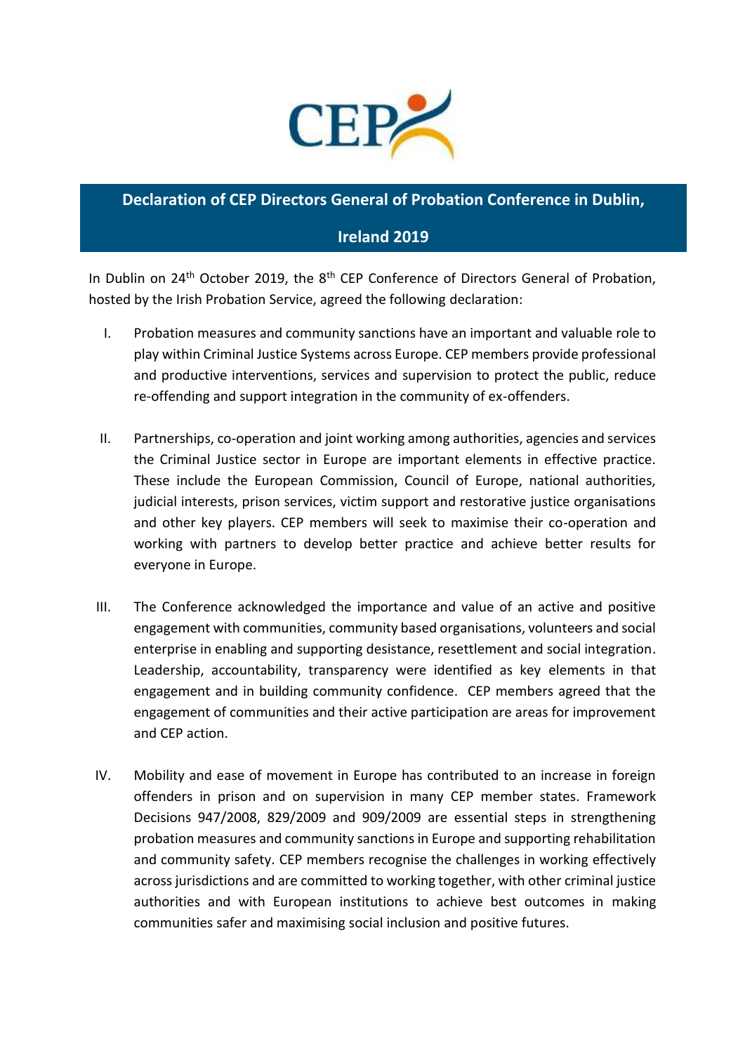# Declaration of CEP Directors General of Probation Conference in Dublin, Ireland 2019

In Dublin on 24th October 2019, the 8th CEP Conference of Directors General of Probation, hosted by the Irish Probation Service, agreed the following declaration:

I. Probation measures and community sanctions have an important and valuable role to play within Criminal Justice Systems across Europe. CEP members provide professional and productive interventions, services and supervision to protect the public, reduce re-offending and support integration in the community of ex-offenders.

II. Partnerships, co-operation and joint working among authorities, agencies and services the Criminal Justice sector in Europe are important elements in effective practice. These include the European Commission, Council of Europe, national authorities, judicial interests, prison services, victim support and restorative justice organisations and other key players. CEP members will seek to maximise their co-operation and working with partners to develop better practice and achieve better results for everyone in Europe.

III. The Conference acknowledged the importance and value of an active and positive engagement with communities, community based organisations, volunteers and social enterprise in enabling and supporting desistance, resettlement and social integration. Leadership, accountability, transparency were identified as key elements in that engagement and in building community confidence. CEP members agreed that the engagement of communities and their active participation are areas for improvement and CEP action.

IV. Mobility and ease of movement in Europe has contributed to an increase in foreign offenders in prison and on supervision in many CEP member states. Framework Decisions 947/2008, 829/2009 and 909/2009 are essential steps in strengthening probation measures and community sanctions in Europe and supporting rehabilitation and community safety. CEP members recognise the challenges in working effectively across jurisdictions and are committed to working together, with other criminal justice authorities and with European institutions to achieve best outcomes in making communities safer and maximising social inclusion and positive futures.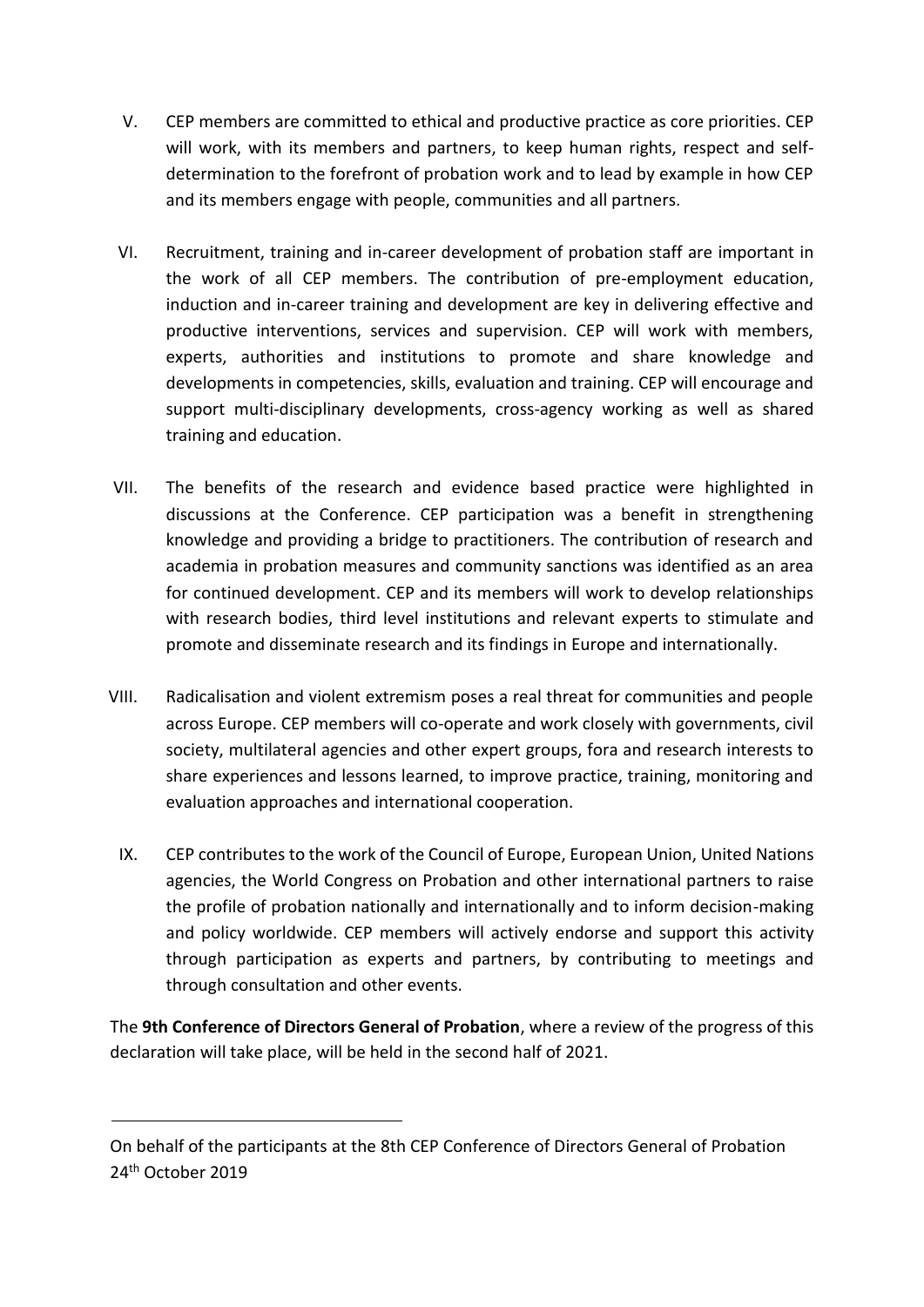V. CEP members are committed to ethical and productive practice as core priorities. CEP will work, with its members and partners, to keep human rights, respect and self-determination to the forefront of probation work and to lead by example in how CEP and its members engage with people, communities and all partners.

VI. Recruitment, training and in-career development of probation staff are important in the work of all CEP members. The contribution of pre-employment education, induction and in-career training and development are key in delivering effective and productive interventions, services and supervision. CEP will work with members, experts, authorities and institutions to promote and share knowledge and developments in competencies, skills, evaluation and training. CEP will encourage and support multi-disciplinary developments, cross-agency working as well as shared training and education.

VII. The benefits of the research and evidence based practice were highlighted in discussions at the Conference. CEP participation was a benefit in strengthening knowledge and providing a bridge to practitioners. The contribution of research and academia in probation measures and community sanctions was identified as an area for continued development. CEP and its members will work to develop relationships with research bodies, third level institutions and relevant experts to stimulate and promote and disseminate research and its findings in Europe and internationally.

VIII. Radicalisation and violent extremism poses a real threat for communities and people across Europe. CEP members will co-operate and work closely with governments, civil society, multilateral agencies and other expert groups, fora and research interests to share experiences and lessons learned, to improve practice, training, monitoring and evaluation approaches and international cooperation.

IX. CEP contributes to the work of the Council of Europe, European Union, United Nations agencies, the World Congress on Probation and other international partners to raise the profile of probation nationally and internationally and to inform decision-making and policy worldwide. CEP members will actively endorse and support this activity through participation as experts and partners, by contributing to meetings and through consultation and other events.

The **9th Conference of Directors General of Probation**, where a review of the progress of this declaration will take place, will be held in the second half of 2021.

---

On behalf of the participants at the 8th CEP Conference of Directors General of Probation
24th October 2019